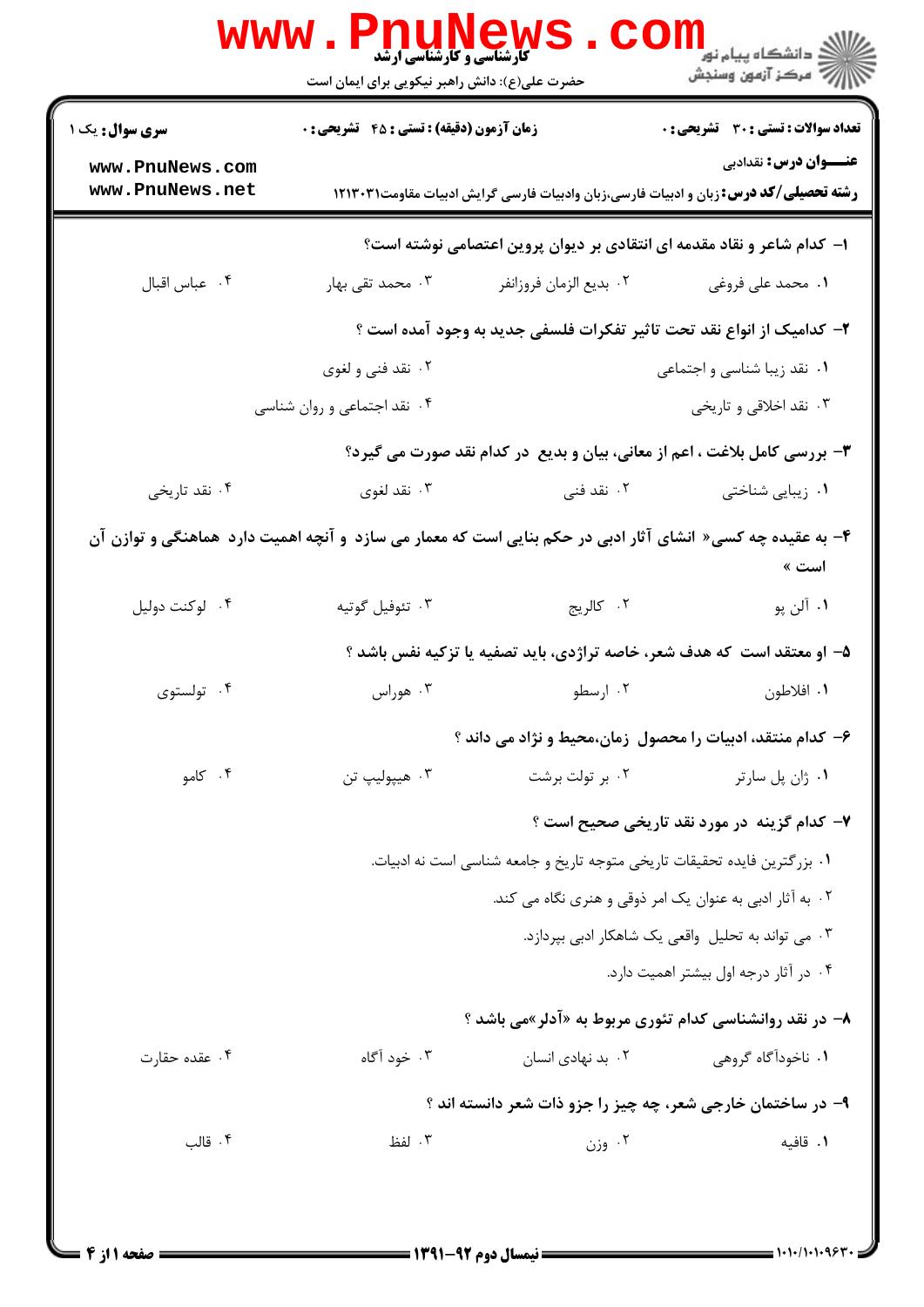کارشناسی و کارشناسی ارشد

حضرت علی(ع): دانش راهبر نیکویی برای ایمان است

دانشگاه پیام نور
مرکز آزمون وسنجش

**سری سوال:** یک ۱ | **زمان آزمون (دقیقه) : تستی : ۴۵ تشریحی : ۰** | **تعداد سوالات : تستی : ۳۰ تشریحی : ۰**

**عنـــوان درس:** نقدادبی

**رشته تحصیلی/کد درس:** زبان و ادبیات فارسی،زبان وادبیات فارسی گرایش ادبیات مقاومت۱۲۱۳۰۳۱

**۱- کدام شاعر و نقاد مقدمه ای انتقادی بر دیوان پروین اعتصامی نوشته است؟**

۱. محمد علی فروغی
۲. بدیع الزمان فروزانفر
۳. محمد تقی بهار
۴. عباس اقبال

**۲- کدامیک از انواع نقد تحت تاثیر تفکرات فلسفی جدید به وجود آمده است ؟**

۱. نقد زیبا شناسی و اجتماعی
۲. نقد فنی و لغوی
۳. نقد اخلاقی و تاریخی
۴. نقد اجتماعی و روان شناسی

**۳- بررسی کامل بلاغت ، اعم از معانی، بیان و بدیع در کدام نقد صورت می گیرد؟**

۱. زیبایی شناختی
۲. نقد فنی
۳. نقد لغوی
۴. نقد تاریخی

**۴- به عقیده چه کسی« انشای آثار ادبی در حکم بنایی است که معمار می سازد و آنچه اهمیت دارد هماهنگی و توازن آن است »**

۱. آلن پو
۲. کالریج
۳. تئوفیل گوتیه
۴. لوکنت دولیل

**۵- او معتقد است که هدف شعر، خاصه تراژدی، باید تصفیه یا تزکیه نفس باشد ؟**

۱. افلاطون
۲. ارسطو
۳. هوراس
۴. تولستوی

**۶- کدام منتقد، ادبیات را محصول زمان،محیط و نژاد می داند ؟**

۱. ژان پل سارتر
۲. بر تولت برشت
۳. هیپولیپ تن
۴. کامو

**۷- کدام گزینه در مورد نقد تاریخی صحیح است ؟**

۱. بزرگترین فایده تحقیقات تاریخی متوجه تاریخ و جامعه شناسی است نه ادبیات.
۲. به آثار ادبی به عنوان یک امر ذوقی و هنری نگاه می کند.
۳. می تواند به تحلیل واقعی یک شاهکار ادبی بپردازد.
۴. در آثار درجه اول بیشتر اهمیت دارد.

**۸- در نقد روانشناسی کدام تئوری مربوط به «آدلر»می باشد ؟**

۱. ناخودآگاه گروهی
۲. بد نهادی انسان
۳. خود آگاه
۴. عقده حقارت

**۹- در ساختمان خارجی شعر، چه چیز را جزو ذات شعر دانسته اند ؟**

۱. قافیه
۲. وزن
۳. لفظ
۴. قالب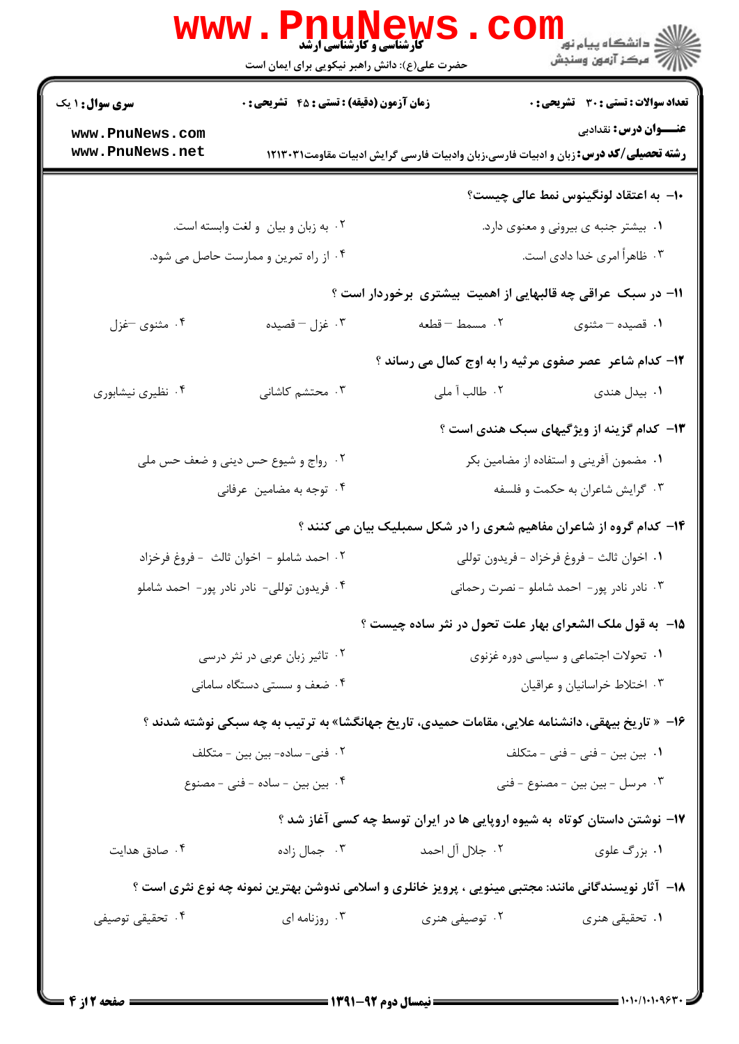**سری سوال:** ۱ یک

**زمان آزمون (دقیقه) : تستی : ۴۵ تشریحی : ۰**

**تعداد سوالات : تستی : ۳۰ تشریحی : ۰**

**عنـــوان درس:** نقدادبی

**رشته تحصیلی/کد درس:** زبان و ادبیات فارسی،زبان وادبیات فارسی گرایش ادبیات مقاومت۱۲۱۳۰۳۱

**۱۰- به اعتقاد لونگینوس نمط عالی چیست؟**

۱. بیشتر جنبه ی بیرونی و معنوی دارد.

۲. به زبان و بیان و لغت وابسته است.

۳. ظاهراً امری خدا دادی است.

۴. از راه تمرین و ممارست حاصل می شود.

**۱۱- در سبک عراقی چه قالبهایی از اهمیت بیشتری برخوردار است ؟**

۱. قصیده – مثنوی

۲. مسمط – قطعه

۳. غزل – قصیده

۴. مثنوی –غزل

**۱۲- کدام شاعر عصر صفوی مرثیه را به اوج کمال می رساند ؟**

۱. بیدل هندی

۲. طالب آ ملی

۳. محتشم کاشانی

۴. نظیری نیشابوری

**۱۳- کدام گزینه از ویژگیهای سبک هندی است ؟**

۱. مضمون آفرینی و استفاده از مضامین بکر

۲. رواج و شیوع حس دینی و ضعف حس ملی

۳. گرایش شاعران به حکمت و فلسفه

۴. توجه به مضامین عرفانی

**۱۴- کدام گروه از شاعران مفاهیم شعری را در شکل سمبلیک بیان می کنند ؟**

۱. اخوان ثالث - فروغ فرخزاد - فریدون توللی

۲. احمد شاملو - اخوان ثالث - فروغ فرخزاد

۳. نادر نادر پور- احمد شاملو - نصرت رحمانی

۴. فریدون توللی- نادر نادر پور- احمد شاملو

**۱۵- به قول ملک الشعرای بهار علت تحول در نثر ساده چیست ؟**

۱. تحولات اجتماعی و سیاسی دوره غزنوی

۲. تاثیر زبان عربی در نثر درسی

۳. اختلاط خراسانیان و عراقیان

۴. ضعف و سستی دستگاه سامانی

**۱۶- « تاریخ بیهقی، دانشنامه علایی، مقامات حمیدی، تاریخ جهانگشا» به ترتیب به چه سبکی نوشته شدند ؟**

۱. بین بین - فنی - فنی - متکلف

۲. فنی- ساده- بین بین - متکلف

۳. مرسل - بین بین - مصنوع - فنی

۴. بین بین - ساده - فنی - مصنوع

**۱۷- نوشتن داستان کوتاه به شیوه اروپایی ها در ایران توسط چه کسی آغاز شد ؟**

۱. بزرگ علوی

۲. جلال آل احمد

۳. جمال زاده

۴. صادق هدایت

**۱۸- آثار نویسندگانی مانند: مجتبی مینویی ، پرویز خانلری و اسلامی ندوشن بهترین نمونه چه نوع نثری است ؟**

۱. تحقیقی هنری

۲. توصیفی هنری

۳. روزنامه ای

۴. تحقیقی توصیفی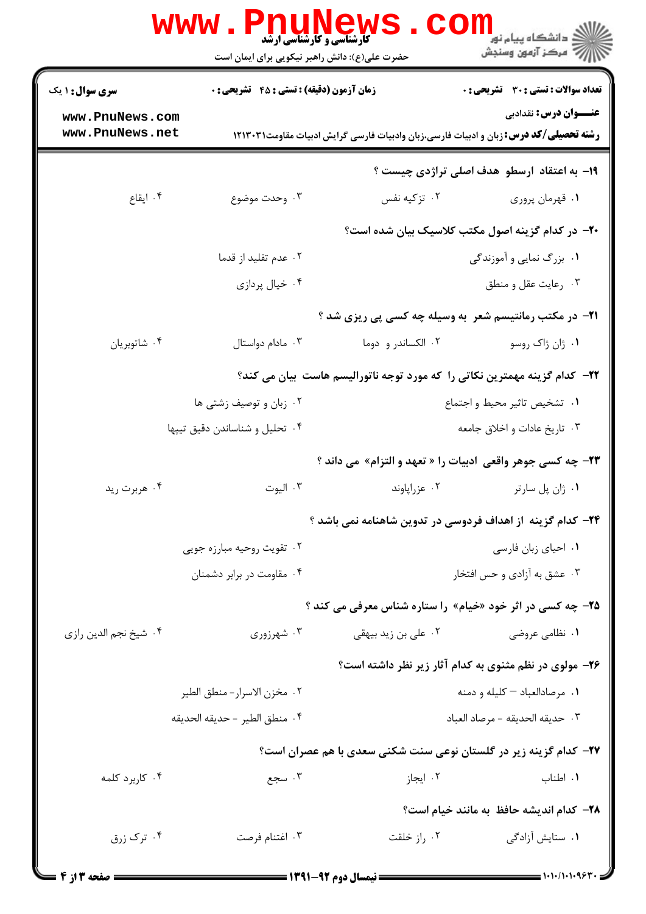سری سوال: ۱ یک

زمان آزمون (دقیقه) : تستی : ۴۵ تشریحی : ۰

تعداد سوالات : تستی : ۳۰ تشریحی : ۰

عنـــوان درس: نقدادبی

رشته تحصیلی/کد درس: زبان و ادبیات فارسی،زبان وادبیات فارسی گرایش ادبیات مقاومت۱۲۱۳۰۳۱

۱۹- به اعتقاد ارسطو هدف اصلی تراژدی چیست ؟

۱. قهرمان پروری
۲. تزکیه نفس
۳. وحدت موضوع
۴. ایقاع

۲۰- در کدام گزینه اصول مکتب کلاسیک بیان شده است؟

۱. بزرگ نمایی و آموزندگی
۲. عدم تقلید از قدما
۳. رعایت عقل و منطق
۴. خیال پردازی

۲۱- در مکتب رمانتیسم شعر به وسیله چه کسی پی ریزی شد ؟

۱. ژان ژاک روسو
۲. الکساندر و دوما
۳. مادام دواستال
۴. شاتوبریان

۲۲- کدام گزینه مهمترین نکاتی را که مورد توجه ناتورالیسم هاست بیان می کند؟

۱. تشخیص تاثیر محیط و اجتماع
۲. زبان و توصیف زشتی ها
۳. تاریخ عادات و اخلاق جامعه
۴. تحلیل و شناساندن دقیق تیپها

۲۳- چه کسی جوهر واقعی ادبیات را « تعهد و التزام» می داند ؟

۱. ژان پل سارتر
۲. عزراپاوند
۳. الیوت
۴. هربرت رید

۲۴- کدام گزینه از اهداف فردوسی در تدوین شاهنامه نمی باشد ؟

۱. احیای زبان فارسی
۲. تقویت روحیه مبارزه جویی
۳. عشق به آزادی و حس افتخار
۴. مقاومت در برابر دشمنان

۲۵- چه کسی در اثر خود «خیام» را ستاره شناس معرفی می کند ؟

۱. نظامی عروضی
۲. علی بن زید بیهقی
۳. شهرزوری
۴. شیخ نجم الدین رازی

۲۶- مولوی در نظم مثنوی به کدام آثار زیر نظر داشته است؟

۱. مرصادالعباد – کلیله و دمنه
۲. مخزن الاسرار- منطق الطیر
۳. حدیقه الحدیقه - مرصاد العباد
۴. منطق الطیر - حدیقه الحدیقه

۲۷- کدام گزینه زیر در گلستان نوعی سنت شکنی سعدی با هم عصران است؟

۱. اطناب
۲. ایجاز
۳. سجع
۴. کاربرد کلمه

۲۸- کدام اندیشه حافظ به مانند خیام است؟

۱. ستایش آزادگی
۲. راز خلقت
۳. اغتنام فرصت
۴. ترک زرق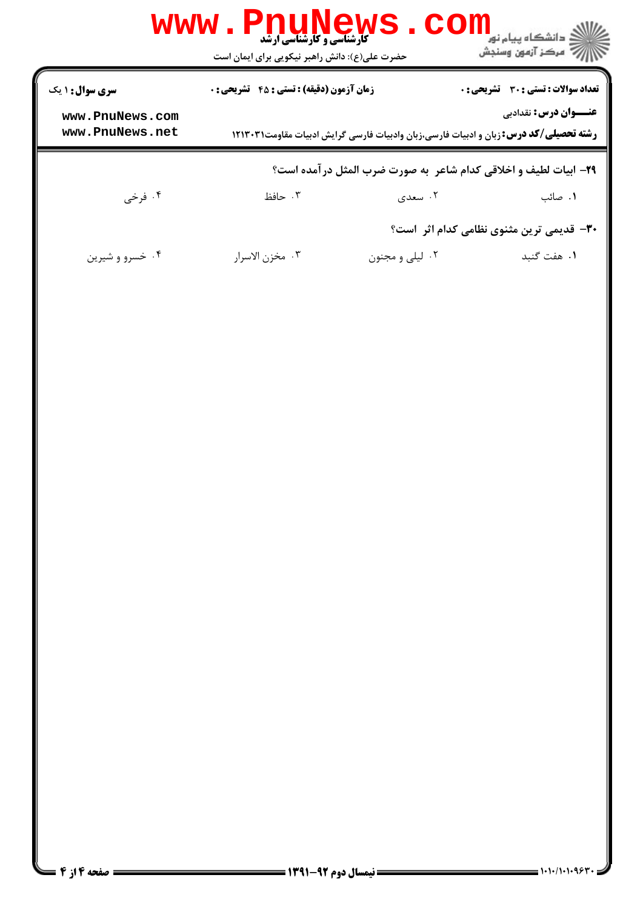**۲۹- ابیات لطیف و اخلاقی کدام شاعر به صورت ضرب المثل درآمده است؟**

۱. صائب

۲. سعدی

۳. حافظ

۴. فرخی

**۳۰- قدیمی ترین مثنوی نظامی کدام اثر است؟**

۱. هفت گنبد

۲. لیلی و مجنون

۳. مخزن الاسرار

۴. خسرو و شیرین